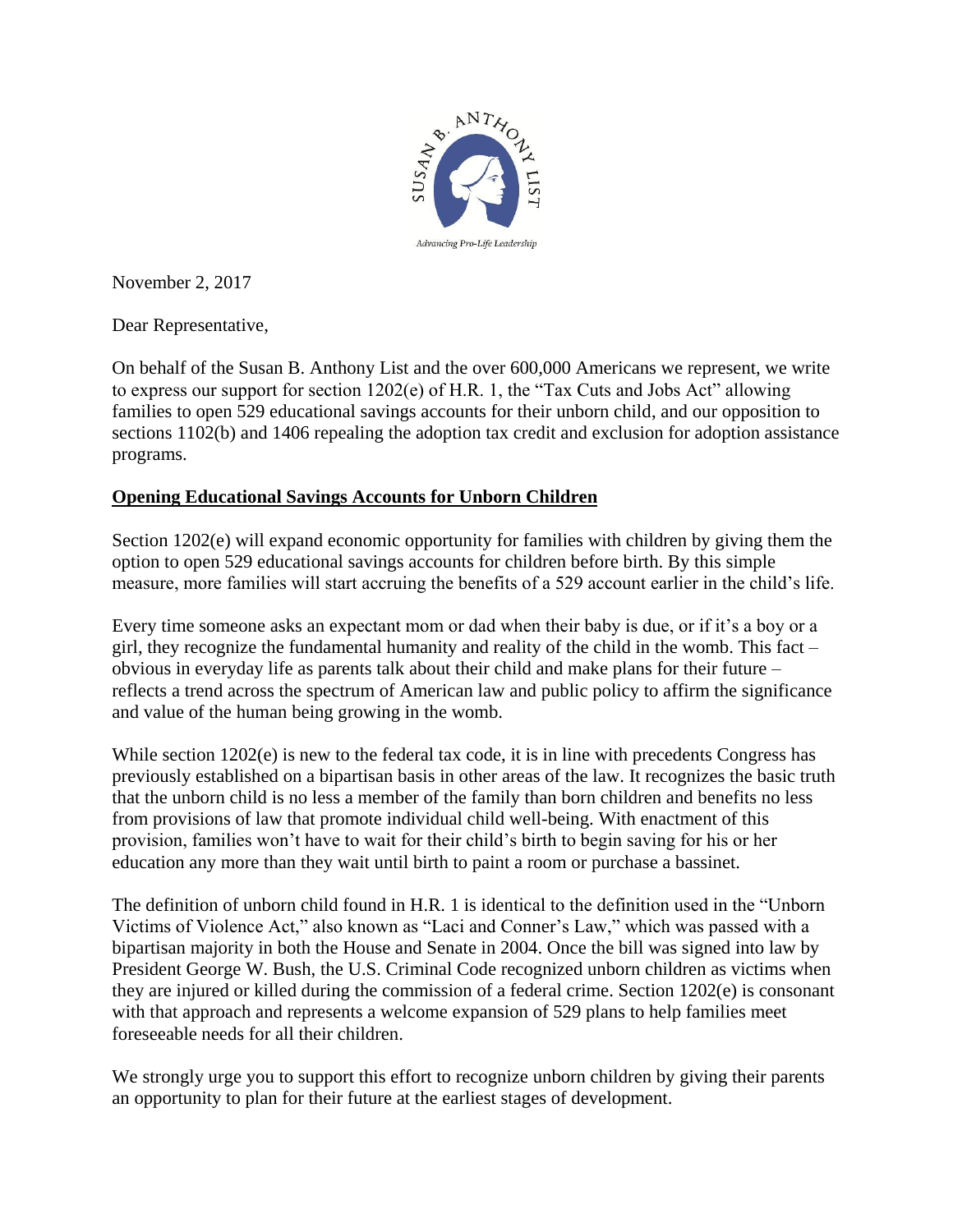November 2, 2017

Dear Representative,

On behalf of the Susan B. Anthony List and the over 600,000 Americans we represent, we write to express our support for section 1202(e) of H.R. 1, the "Tax Cuts and Jobs Act" allowing families to open 529 educational savings accounts for their unborn child, and our opposition to sections 1102(b) and 1406 repealing the adoption tax credit and exclusion for adoption assistance programs.

## Opening Educational Savings Accounts for Unborn Children

Section 1202(e) will expand economic opportunity for families with children by giving them the option to open 529 educational savings accounts for children before birth. By this simple measure, more families will start accruing the benefits of a 529 account earlier in the child's life.

Every time someone asks an expectant mom or dad when their baby is due, or if it's a boy or a girl, they recognize the fundamental humanity and reality of the child in the womb. This fact – obvious in everyday life as parents talk about their child and make plans for their future – reflects a trend across the spectrum of American law and public policy to affirm the significance and value of the human being growing in the womb.

While section 1202(e) is new to the federal tax code, it is in line with precedents Congress has previously established on a bipartisan basis in other areas of the law. It recognizes the basic truth that the unborn child is no less a member of the family than born children and benefits no less from provisions of law that promote individual child well-being. With enactment of this provision, families won't have to wait for their child's birth to begin saving for his or her education any more than they wait until birth to paint a room or purchase a bassinet.

The definition of unborn child found in H.R. 1 is identical to the definition used in the "Unborn Victims of Violence Act," also known as "Laci and Conner's Law," which was passed with a bipartisan majority in both the House and Senate in 2004. Once the bill was signed into law by President George W. Bush, the U.S. Criminal Code recognized unborn children as victims when they are injured or killed during the commission of a federal crime. Section 1202(e) is consonant with that approach and represents a welcome expansion of 529 plans to help families meet foreseeable needs for all their children.

We strongly urge you to support this effort to recognize unborn children by giving their parents an opportunity to plan for their future at the earliest stages of development.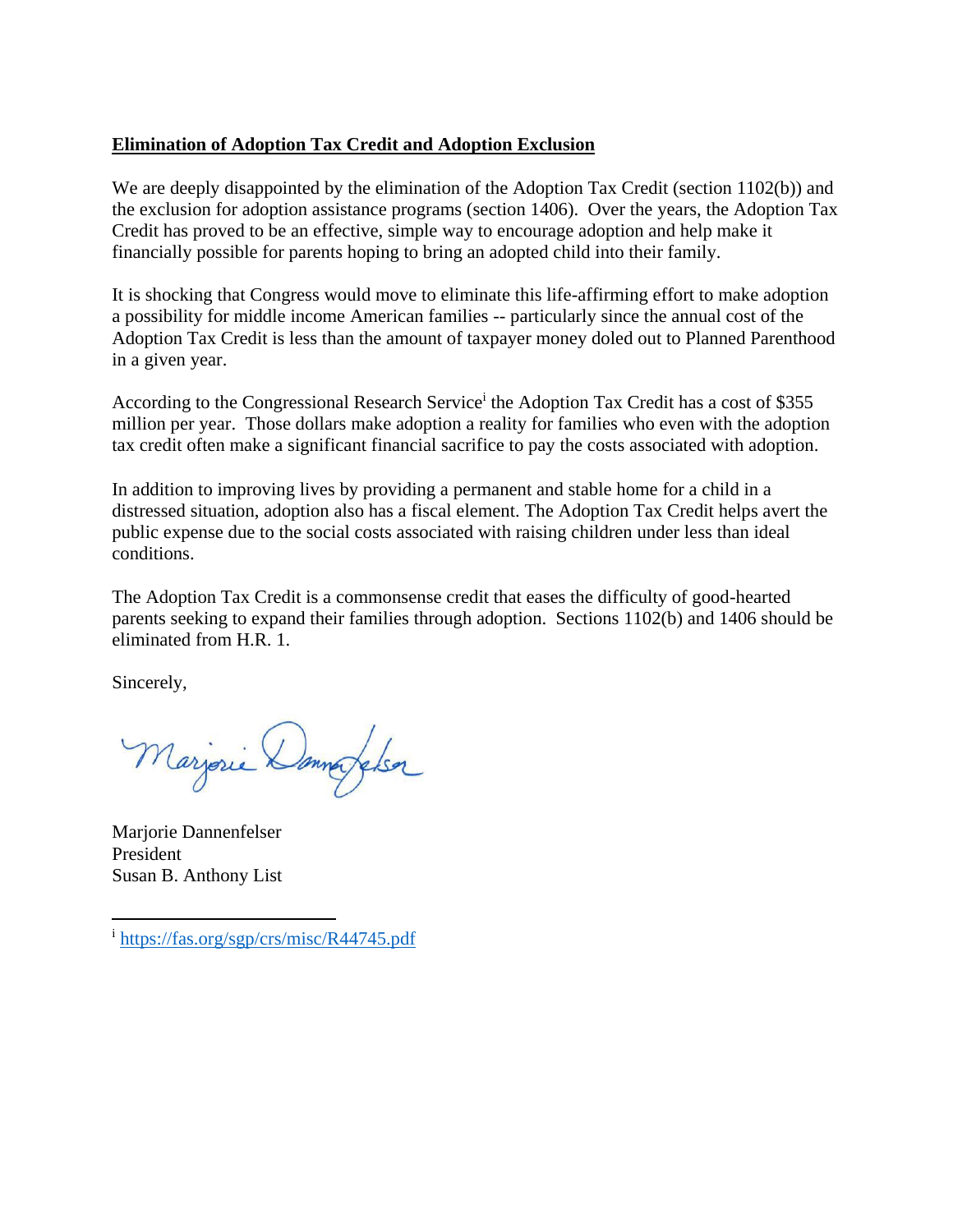**Elimination of Adoption Tax Credit and Adoption Exclusion**

We are deeply disappointed by the elimination of the Adoption Tax Credit (section 1102(b)) and the exclusion for adoption assistance programs (section 1406). Over the years, the Adoption Tax Credit has proved to be an effective, simple way to encourage adoption and help make it financially possible for parents hoping to bring an adopted child into their family.

It is shocking that Congress would move to eliminate this life-affirming effort to make adoption a possibility for middle income American families -- particularly since the annual cost of the Adoption Tax Credit is less than the amount of taxpayer money doled out to Planned Parenthood in a given year.

According to the Congressional Research Service[i] the Adoption Tax Credit has a cost of $355 million per year. Those dollars make adoption a reality for families who even with the adoption tax credit often make a significant financial sacrifice to pay the costs associated with adoption.

In addition to improving lives by providing a permanent and stable home for a child in a distressed situation, adoption also has a fiscal element. The Adoption Tax Credit helps avert the public expense due to the social costs associated with raising children under less than ideal conditions.

The Adoption Tax Credit is a commonsense credit that eases the difficulty of good-hearted parents seeking to expand their families through adoption. Sections 1102(b) and 1406 should be eliminated from H.R. 1.

Sincerely,

Marjorie Dannenfelser

Marjorie Dannenfelser
President
Susan B. Anthony List

---

[i] https://fas.org/sgp/crs/misc/R44745.pdf